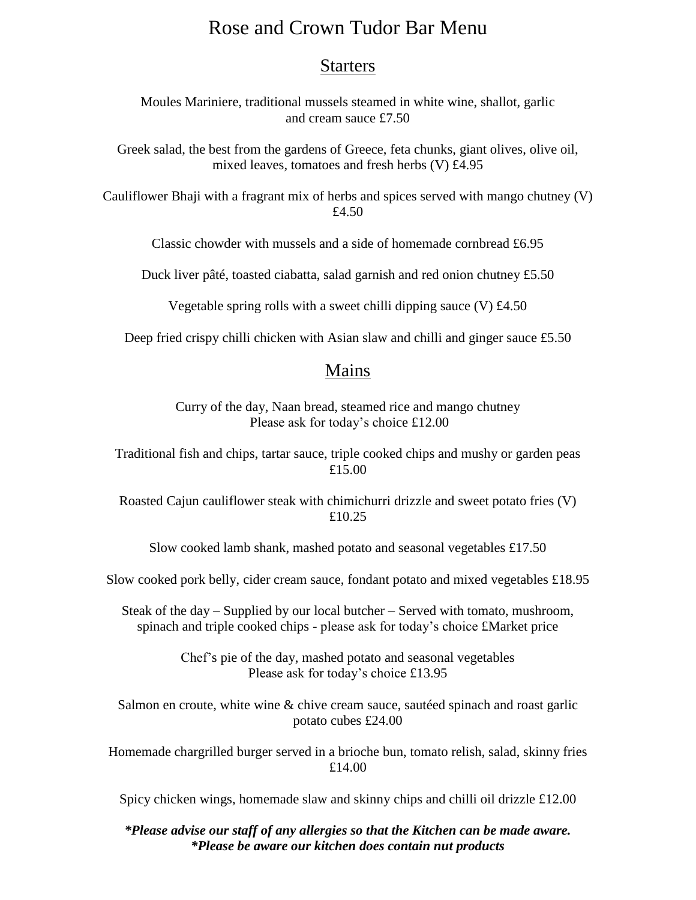# Rose and Crown Tudor Bar Menu

## Starters

Moules Mariniere, traditional mussels steamed in white wine, shallot, garlic and cream sauce £7.50

Greek salad, the best from the gardens of Greece, feta chunks, giant olives, olive oil, mixed leaves, tomatoes and fresh herbs (V) £4.95

Cauliflower Bhaji with a fragrant mix of herbs and spices served with mango chutney (V) £4.50

Classic chowder with mussels and a side of homemade cornbread £6.95

Duck liver pâté, toasted ciabatta, salad garnish and red onion chutney £5.50

Vegetable spring rolls with a sweet chilli dipping sauce (V) £4.50

Deep fried crispy chilli chicken with Asian slaw and chilli and ginger sauce £5.50

## Mains

Curry of the day, Naan bread, steamed rice and mango chutney
Please ask for today's choice £12.00

Traditional fish and chips, tartar sauce, triple cooked chips and mushy or garden peas £15.00

Roasted Cajun cauliflower steak with chimichurri drizzle and sweet potato fries (V) £10.25

Slow cooked lamb shank, mashed potato and seasonal vegetables £17.50

Slow cooked pork belly, cider cream sauce, fondant potato and mixed vegetables £18.95

Steak of the day – Supplied by our local butcher – Served with tomato, mushroom, spinach and triple cooked chips - please ask for today's choice £Market price

Chef's pie of the day, mashed potato and seasonal vegetables
Please ask for today's choice £13.95

Salmon en croute, white wine & chive cream sauce, sautéed spinach and roast garlic potato cubes £24.00

Homemade chargrilled burger served in a brioche bun, tomato relish, salad, skinny fries £14.00

Spicy chicken wings, homemade slaw and skinny chips and chilli oil drizzle £12.00

***Please advise our staff of any allergies so that the Kitchen can be made aware.***
***\*Please be aware our kitchen does contain nut products***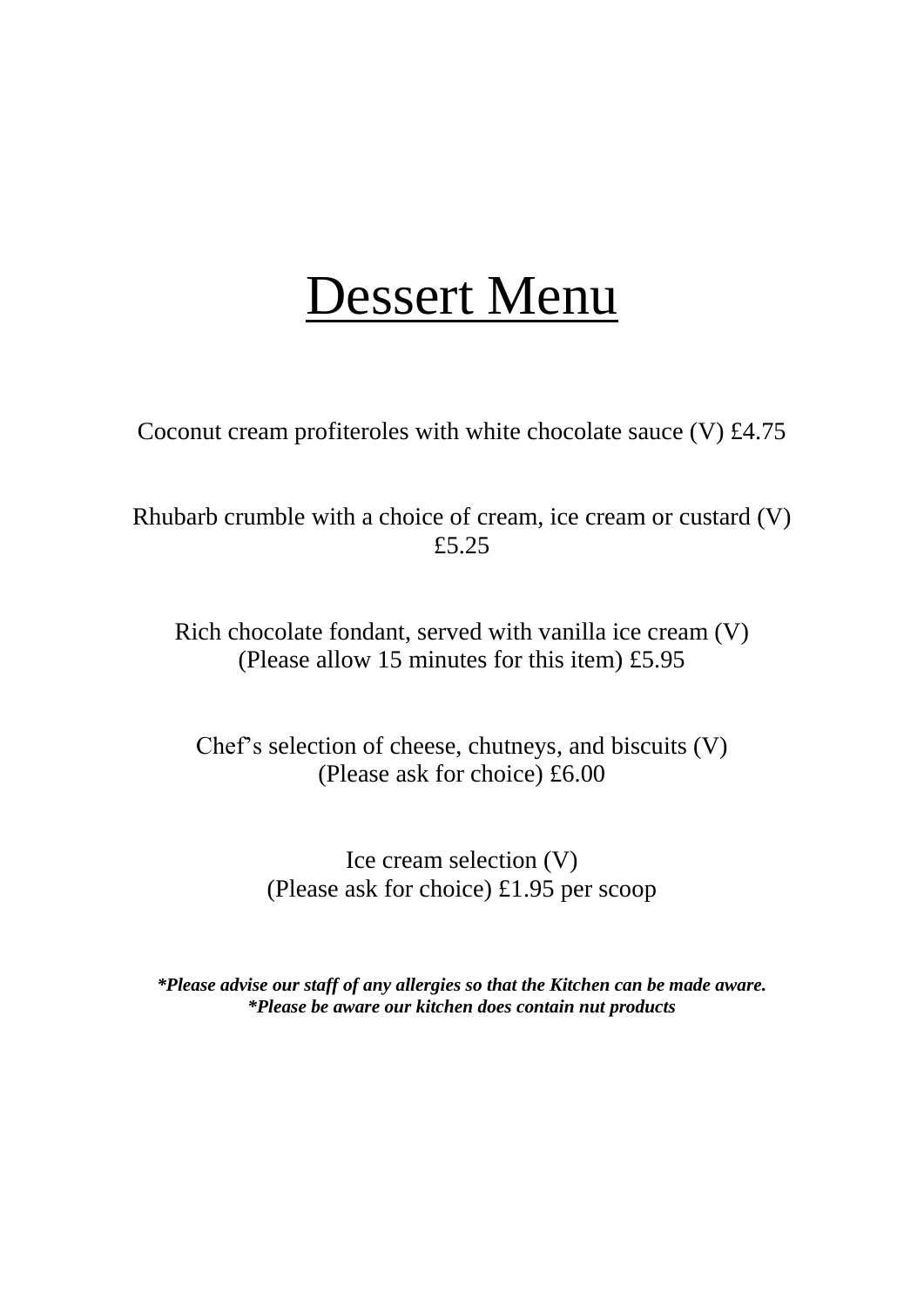# Dessert Menu

Coconut cream profiteroles with white chocolate sauce (V) £4.75

Rhubarb crumble with a choice of cream, ice cream or custard (V)
£5.25

Rich chocolate fondant, served with vanilla ice cream (V)
(Please allow 15 minutes for this item) £5.95

Chef’s selection of cheese, chutneys, and biscuits (V)
(Please ask for choice) £6.00

Ice cream selection (V)
(Please ask for choice) £1.95 per scoop

***Please advise our staff of any allergies so that the Kitchen can be made aware.***
***\*Please be aware our kitchen does contain nut products***